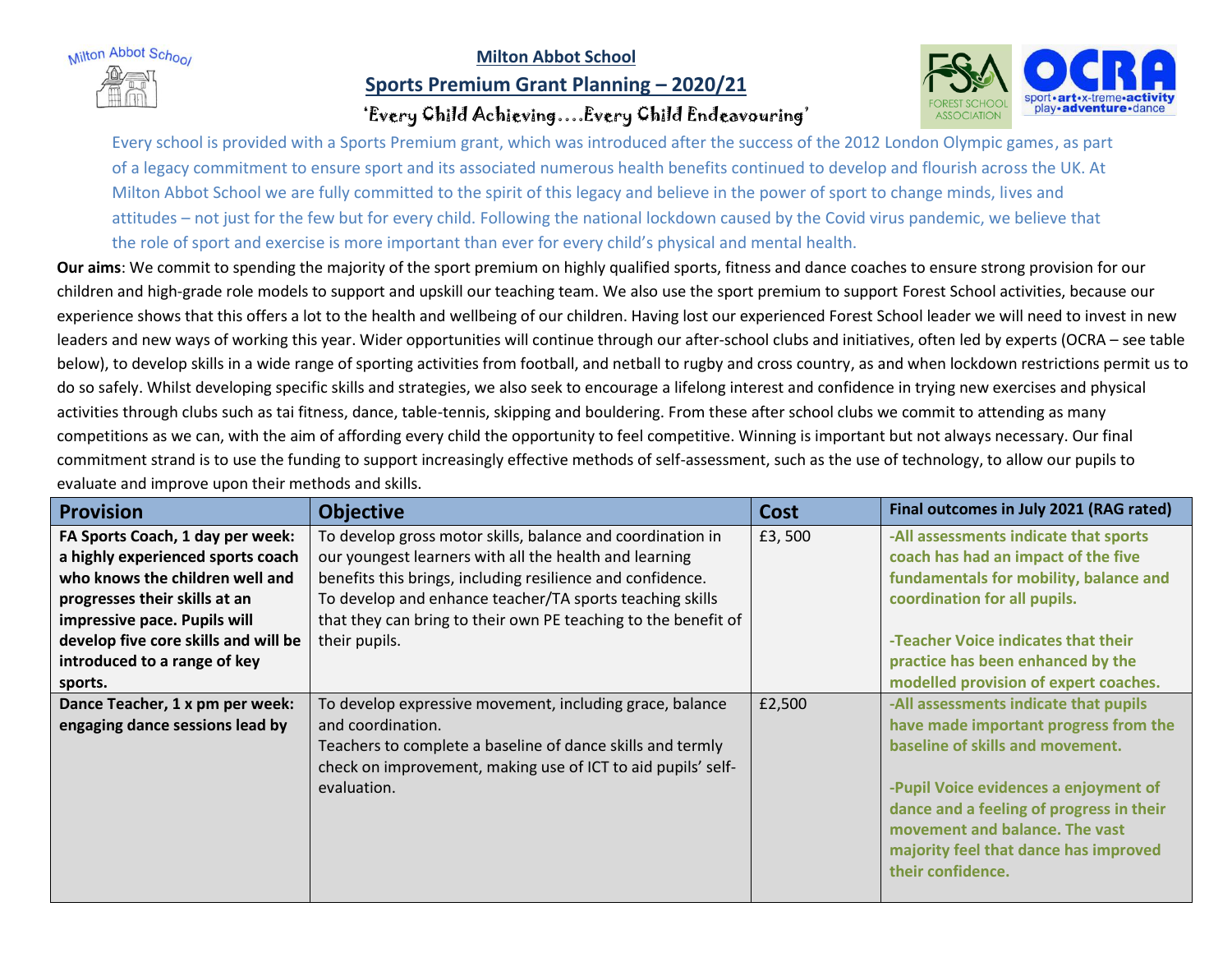# Milton Abbot School

## Sports Premium Grant Planning – 2020/21

'Every Child Achieving….Every Child Endeavouring'

Every school is provided with a Sports Premium grant, which was introduced after the success of the 2012 London Olympic games, as part of a legacy commitment to ensure sport and its associated numerous health benefits continued to develop and flourish across the UK. At Milton Abbot School we are fully committed to the spirit of this legacy and believe in the power of sport to change minds, lives and attitudes – not just for the few but for every child. Following the national lockdown caused by the Covid virus pandemic, we believe that the role of sport and exercise is more important than ever for every child's physical and mental health.

**Our aims**: We commit to spending the majority of the sport premium on highly qualified sports, fitness and dance coaches to ensure strong provision for our children and high-grade role models to support and upskill our teaching team. We also use the sport premium to support Forest School activities, because our experience shows that this offers a lot to the health and wellbeing of our children. Having lost our experienced Forest School leader we will need to invest in new leaders and new ways of working this year. Wider opportunities will continue through our after-school clubs and initiatives, often led by experts (OCRA – see table below), to develop skills in a wide range of sporting activities from football, and netball to rugby and cross country, as and when lockdown restrictions permit us to do so safely. Whilst developing specific skills and strategies, we also seek to encourage a lifelong interest and confidence in trying new exercises and physical activities through clubs such as tai fitness, dance, table-tennis, skipping and bouldering. From these after school clubs we commit to attending as many competitions as we can, with the aim of affording every child the opportunity to feel competitive. Winning is important but not always necessary. Our final commitment strand is to use the funding to support increasingly effective methods of self-assessment, such as the use of technology, to allow our pupils to evaluate and improve upon their methods and skills.

| Provision | Objective | Cost | Final outcomes in July 2021 (RAG rated) |
|---|---|---|---|
| **FA Sports Coach, 1 day per week: a highly experienced sports coach who knows the children well and progresses their skills at an impressive pace. Pupils will develop five core skills and will be introduced to a range of key sports.** | To develop gross motor skills, balance and coordination in our youngest learners with all the health and learning benefits this brings, including resilience and confidence. To develop and enhance teacher/TA sports teaching skills that they can bring to their own PE teaching to the benefit of their pupils. | £3, 500 | **-All assessments indicate that sports coach has had an impact of the five fundamentals for mobility, balance and coordination for all pupils.** <br><br> **-Teacher Voice indicates that their practice has been enhanced by the modelled provision of expert coaches.** |
| **Dance Teacher, 1 x pm per week: engaging dance sessions lead by** | To develop expressive movement, including grace, balance and coordination. Teachers to complete a baseline of dance skills and termly check on improvement, making use of ICT to aid pupils' self-evaluation. | £2,500 | **-All assessments indicate that pupils have made important progress from the baseline of skills and movement.** <br><br> **-Pupil Voice evidences a enjoyment of dance and a feeling of progress in their movement and balance. The vast majority feel that dance has improved their confidence.** |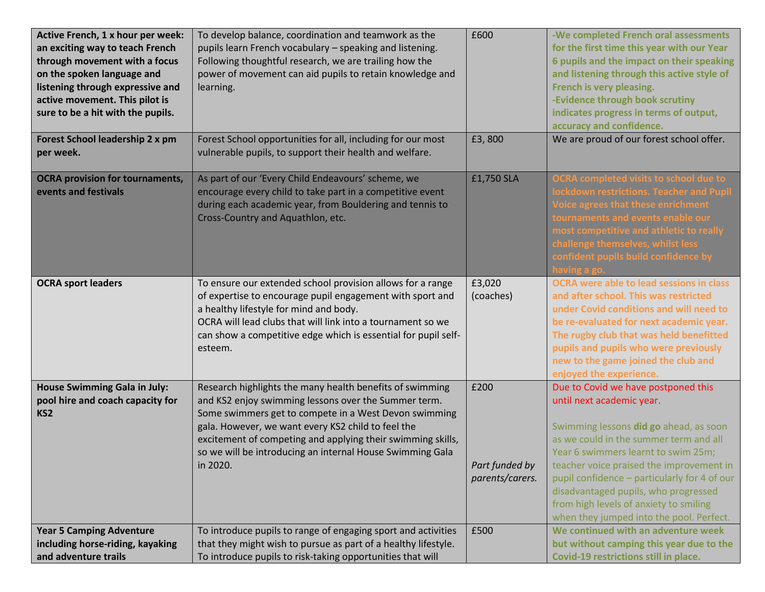| **Active French, 1 x hour per week: an exciting way to teach French through movement with a focus on the spoken language and listening through expressive and active movement. This pilot is sure to be a hit with the pupils.** | To develop balance, coordination and teamwork as the pupils learn French vocabulary – speaking and listening. Following thoughtful research, we are trailing how the power of movement can aid pupils to retain knowledge and learning. | £600 | **-We completed French oral assessments for the first time this year with our Year 6 pupils and the impact on their speaking and listening through this active style of French is very pleasing.**<br>**-Evidence through book scrutiny indicates progress in terms of output, accuracy and confidence.** |
|---|---|---|---|
| **Forest School leadership 2 x pm per week.** | Forest School opportunities for all, including for our most vulnerable pupils, to support their health and welfare. | £3, 800 | We are proud of our forest school offer. |
| **OCRA provision for tournaments, events and festivals** | As part of our 'Every Child Endeavours' scheme, we encourage every child to take part in a competitive event during each academic year, from Bouldering and tennis to Cross-Country and Aquathlon, etc. | £1,750 SLA | **OCRA completed visits to school due to lockdown restrictions. Teacher and Pupil Voice agrees that these enrichment tournaments and events enable our most competitive and athletic to really challenge themselves, whilst less confident pupils build confidence by having a go.** |
| **OCRA sport leaders** | To ensure our extended school provision allows for a range of expertise to encourage pupil engagement with sport and a healthy lifestyle for mind and body.<br>OCRA will lead clubs that will link into a tournament so we can show a competitive edge which is essential for pupil self-esteem. | £3,020 (coaches) | **OCRA were able to lead sessions in class and after school. This was restricted under Covid conditions and will need to be re-evaluated for next academic year. The rugby club that was held benefitted pupils and pupils who were previously new to the game joined the club and enjoyed the experience.** |
| **House Swimming Gala in July: pool hire and coach capacity for KS2** | Research highlights the many health benefits of swimming and KS2 enjoy swimming lessons over the Summer term. Some swimmers get to compete in a West Devon swimming gala. However, we want every KS2 child to feel the excitement of competing and applying their swimming skills, so we will be introducing an internal House Swimming Gala in 2020. | £200<br><br>*Part funded by parents/carers.* | Due to Covid we have postponed this until next academic year.<br><br>Swimming lessons **did go** ahead, as soon as we could in the summer term and all Year 6 swimmers learnt to swim 25m; teacher voice praised the improvement in pupil confidence – particularly for 4 of our disadvantaged pupils, who progressed from high levels of anxiety to smiling when they jumped into the pool. Perfect. |
| **Year 5 Camping Adventure including horse-riding, kayaking and adventure trails** | To introduce pupils to range of engaging sport and activities that they might wish to pursue as part of a healthy lifestyle. To introduce pupils to risk-taking opportunities that will | £500 | **We continued with an adventure week but without camping this year due to the Covid-19 restrictions still in place.** |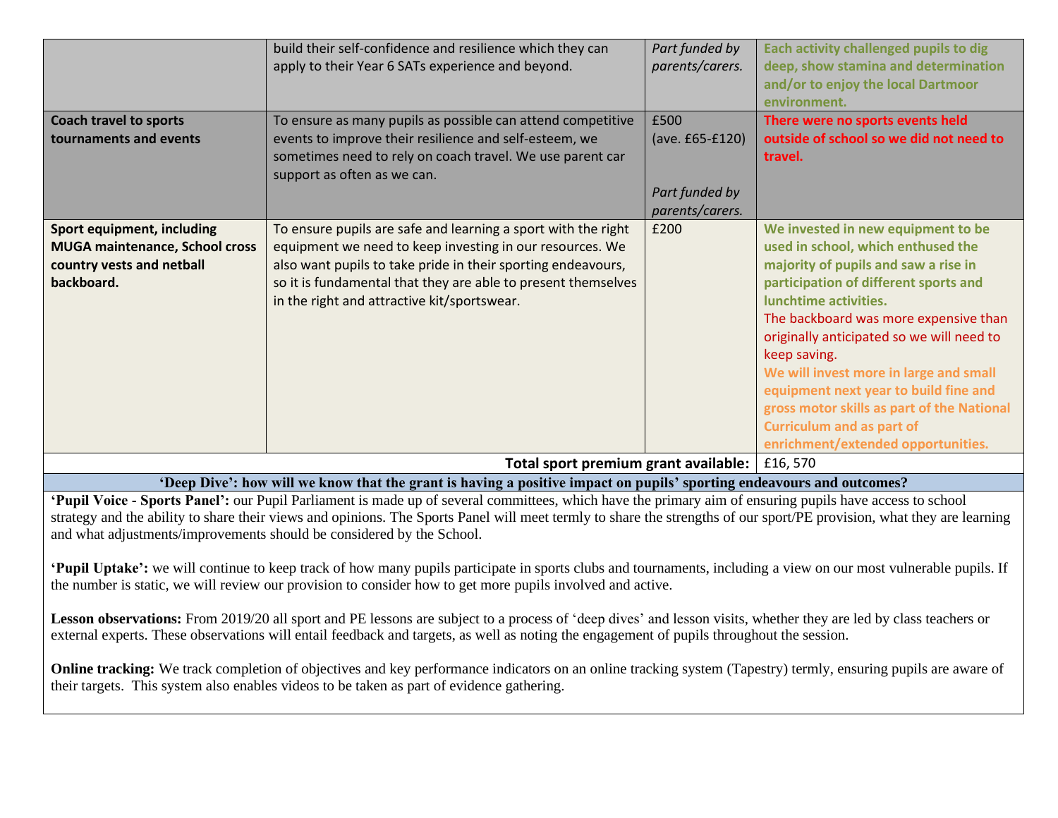| | | | |
|---|---|---|---|
| | build their self-confidence and resilience which they can apply to their Year 6 SATs experience and beyond. | *Part funded by parents/carers.* | **Each activity challenged pupils to dig deep, show stamina and determination and/or to enjoy the local Dartmoor environment.** |
| **Coach travel to sports tournaments and events** | To ensure as many pupils as possible can attend competitive events to improve their resilience and self-esteem, we sometimes need to rely on coach travel. We use parent car support as often as we can. | £500 (ave. £65-£120) *Part funded by parents/carers.* | **There were no sports events held outside of school so we did not need to travel.** |
| **Sport equipment, including MUGA maintenance, School cross country vests and netball backboard.** | To ensure pupils are safe and learning a sport with the right equipment we need to keep investing in our resources. We also want pupils to take pride in their sporting endeavours, so it is fundamental that they are able to present themselves in the right and attractive kit/sportswear. | £200 | **We invested in new equipment to be used in school, which enthused the majority of pupils and saw a rise in participation of different sports and lunchtime activities.** The backboard was more expensive than originally anticipated so we will need to keep saving. **We will invest more in large and small equipment next year to build fine and gross motor skills as part of the National Curriculum and as part of enrichment/extended opportunities.** |
| | | **Total sport premium grant available:** | £16, 570 |

**'Deep Dive': how will we know that the grant is having a positive impact on pupils' sporting endeavours and outcomes?**

**'Pupil Voice - Sports Panel':** our Pupil Parliament is made up of several committees, which have the primary aim of ensuring pupils have access to school strategy and the ability to share their views and opinions. The Sports Panel will meet termly to share the strengths of our sport/PE provision, what they are learning and what adjustments/improvements should be considered by the School.

**'Pupil Uptake':** we will continue to keep track of how many pupils participate in sports clubs and tournaments, including a view on our most vulnerable pupils. If the number is static, we will review our provision to consider how to get more pupils involved and active.

**Lesson observations:** From 2019/20 all sport and PE lessons are subject to a process of 'deep dives' and lesson visits, whether they are led by class teachers or external experts. These observations will entail feedback and targets, as well as noting the engagement of pupils throughout the session.

**Online tracking:** We track completion of objectives and key performance indicators on an online tracking system (Tapestry) termly, ensuring pupils are aware of their targets. This system also enables videos to be taken as part of evidence gathering.